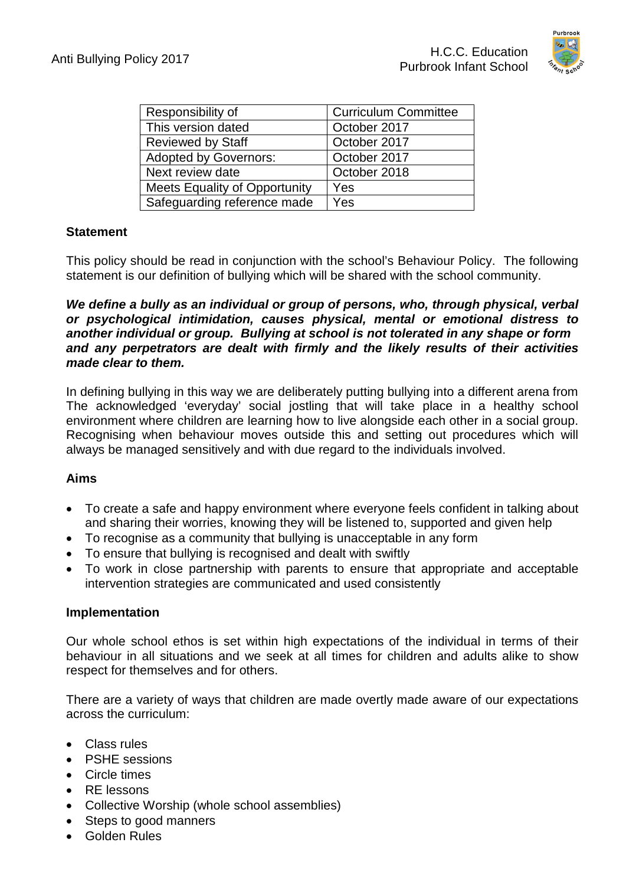| Responsibility of | Curriculum Committee |
|---|---|
| This version dated | October 2017 |
| Reviewed by Staff | October 2017 |
| Adopted by Governors: | October 2017 |
| Next review date | October 2018 |
| Meets Equality of Opportunity | Yes |
| Safeguarding reference made | Yes |

## Statement

This policy should be read in conjunction with the school's Behaviour Policy. The following statement is our definition of bullying which will be shared with the school community.

***We define a bully as an individual or group of persons, who, through physical, verbal or psychological intimidation, causes physical, mental or emotional distress to another individual or group. Bullying at school is not tolerated in any shape or form and any perpetrators are dealt with firmly and the likely results of their activities made clear to them.***

In defining bullying in this way we are deliberately putting bullying into a different arena from The acknowledged 'everyday' social jostling that will take place in a healthy school environment where children are learning how to live alongside each other in a social group. Recognising when behaviour moves outside this and setting out procedures which will always be managed sensitively and with due regard to the individuals involved.

## Aims

- To create a safe and happy environment where everyone feels confident in talking about and sharing their worries, knowing they will be listened to, supported and given help
- To recognise as a community that bullying is unacceptable in any form
- To ensure that bullying is recognised and dealt with swiftly
- To work in close partnership with parents to ensure that appropriate and acceptable intervention strategies are communicated and used consistently

## Implementation

Our whole school ethos is set within high expectations of the individual in terms of their behaviour in all situations and we seek at all times for children and adults alike to show respect for themselves and for others.

There are a variety of ways that children are made overtly made aware of our expectations across the curriculum:

- Class rules
- PSHE sessions
- Circle times
- RE lessons
- Collective Worship (whole school assemblies)
- Steps to good manners
- Golden Rules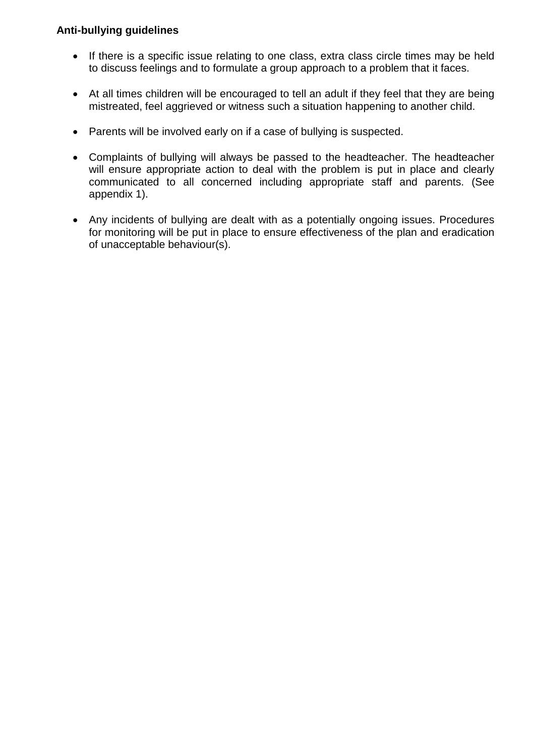**Anti-bullying guidelines**

- If there is a specific issue relating to one class, extra class circle times may be held to discuss feelings and to formulate a group approach to a problem that it faces.

- At all times children will be encouraged to tell an adult if they feel that they are being mistreated, feel aggrieved or witness such a situation happening to another child.

- Parents will be involved early on if a case of bullying is suspected.

- Complaints of bullying will always be passed to the headteacher. The headteacher will ensure appropriate action to deal with the problem is put in place and clearly communicated to all concerned including appropriate staff and parents. (See appendix 1).

- Any incidents of bullying are dealt with as a potentially ongoing issues. Procedures for monitoring will be put in place to ensure effectiveness of the plan and eradication of unacceptable behaviour(s).